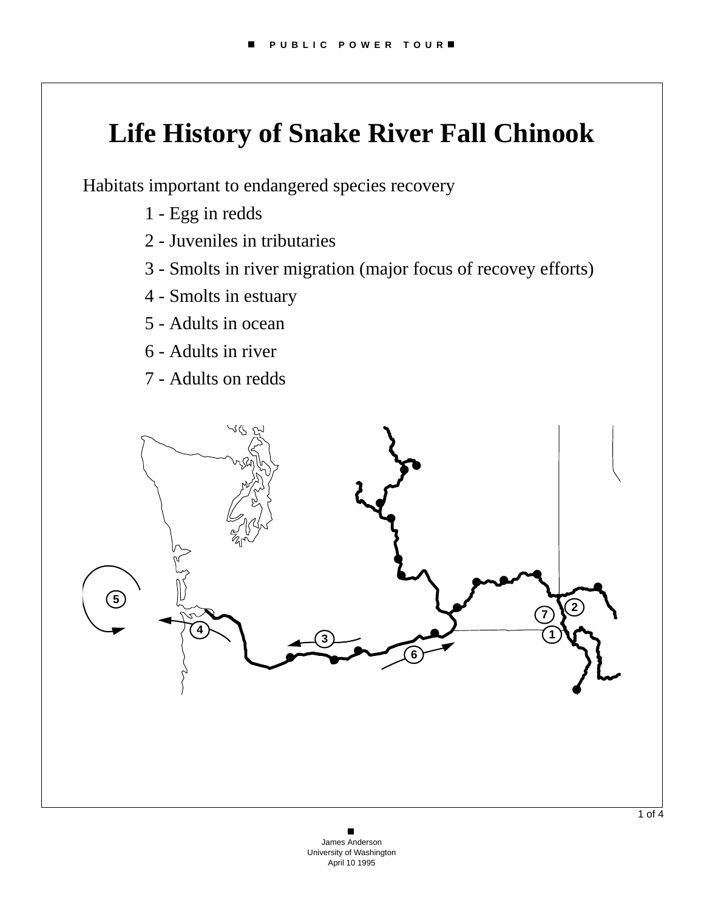# Life History of Snake River Fall Chinook

Habitats important to endangered species recovery

1 - Egg in redds

2 - Juveniles in tributaries

3 - Smolts in river migration (major focus of recovey efforts)

4 - Smolts in estuary

5 - Adults in ocean

6 - Adults in river

7 - Adults on redds

James Anderson
University of Washington
April 10 1995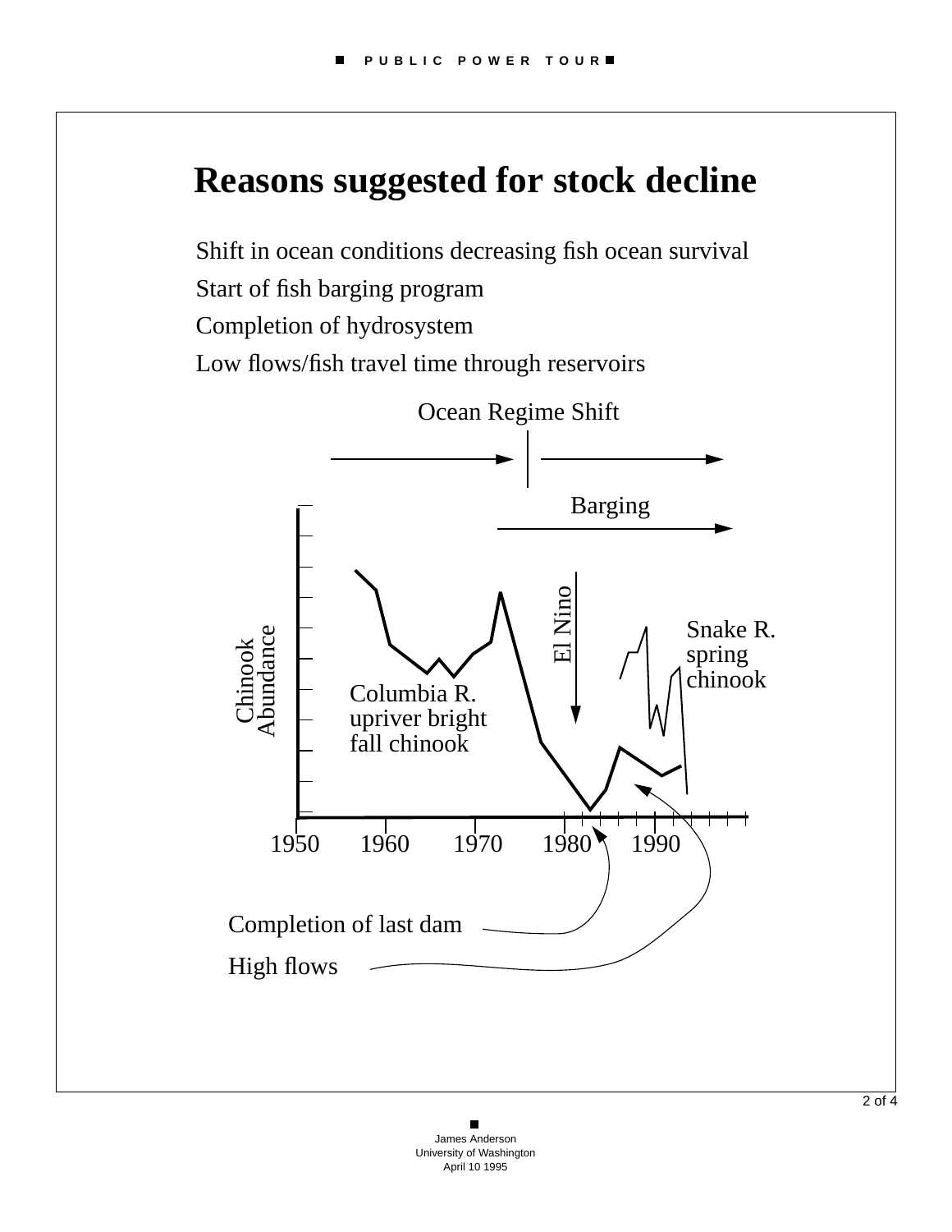# Reasons suggested for stock decline

Shift in ocean conditions decreasing fish ocean survival

Start of fish barging program

Completion of hydrosystem

Low flows/fish travel time through reservoirs

Ocean Regime Shift

Barging

El Nino

Snake R. spring chinook

Chinook Abundance

Columbia R. upriver bright fall chinook

1950 1960 1970 1980 1990

Completion of last dam

High flows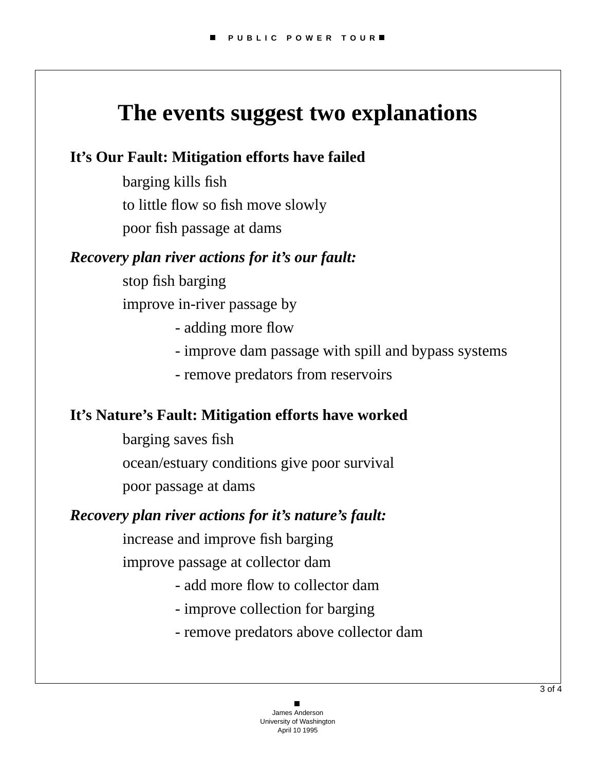# The events suggest two explanations

**It's Our Fault: Mitigation efforts have failed**

- barging kills fish
- to little flow so fish move slowly
- poor fish passage at dams

***Recovery plan river actions for it's our fault:***

- stop fish barging
- improve in-river passage by
    - adding more flow
    - improve dam passage with spill and bypass systems
    - remove predators from reservoirs

**It's Nature's Fault: Mitigation efforts have worked**

- barging saves fish
- ocean/estuary conditions give poor survival
- poor passage at dams

***Recovery plan river actions for it's nature's fault:***

- increase and improve fish barging
- improve passage at collector dam
    - add more flow to collector dam
    - improve collection for barging
    - remove predators above collector dam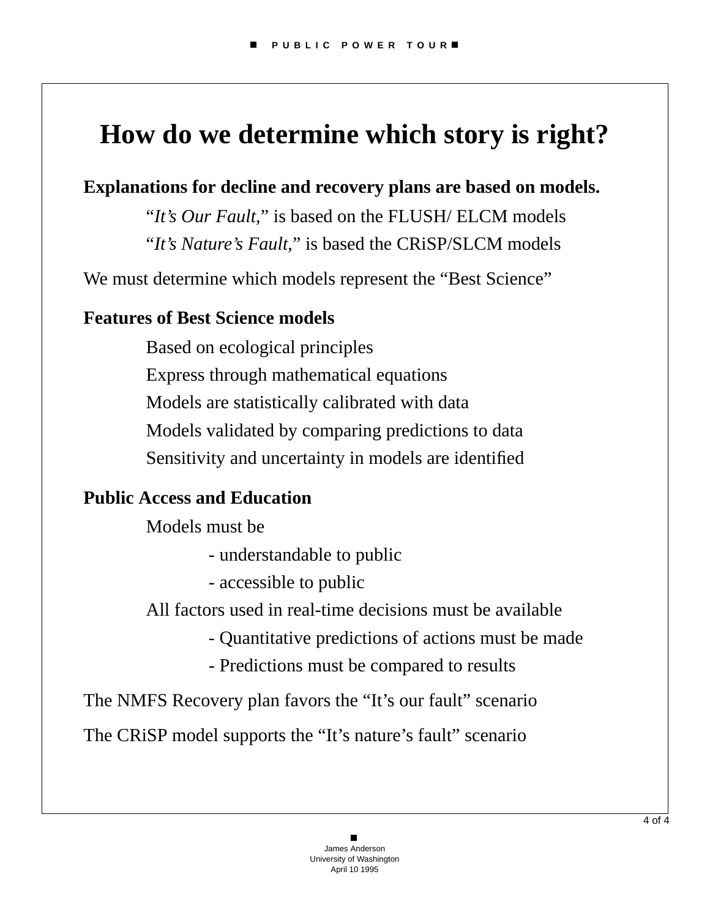# How do we determine which story is right?

**Explanations for decline and recovery plans are based on models.**

"*It's Our Fault*," is based on the FLUSH/ ELCM models

"*It's Nature's Fault*," is based the CRiSP/SLCM models

We must determine which models represent the "Best Science"

**Features of Best Science models**

Based on ecological principles

Express through mathematical equations

Models are statistically calibrated with data

Models validated by comparing predictions to data

Sensitivity and uncertainty in models are identified

**Public Access and Education**

Models must be

- understandable to public
- accessible to public

All factors used in real-time decisions must be available

- Quantitative predictions of actions must be made
- Predictions must be compared to results

The NMFS Recovery plan favors the "It's our fault" scenario

The CRiSP model supports the "It's nature's fault" scenario